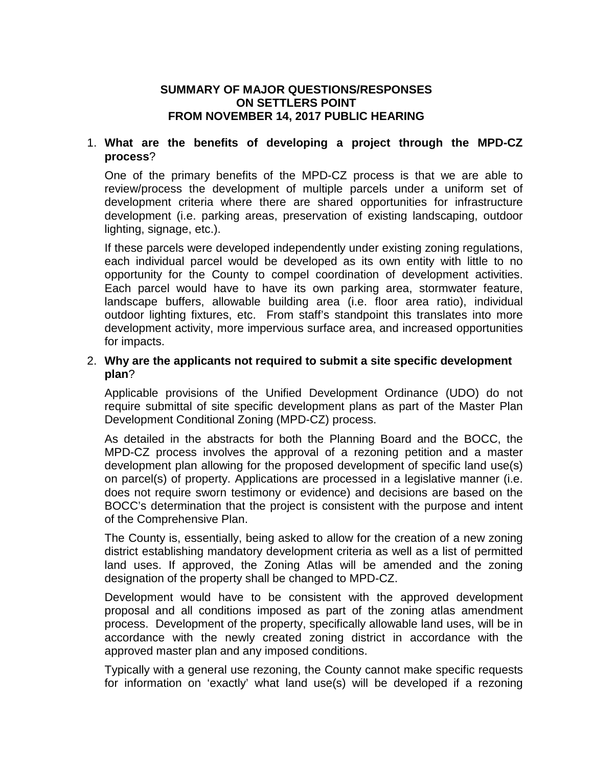**SUMMARY OF MAJOR QUESTIONS/RESPONSES ON SETTLERS POINT FROM NOVEMBER 14, 2017 PUBLIC HEARING**

1. **What are the benefits of developing a project through the MPD-CZ process**?

   One of the primary benefits of the MPD-CZ process is that we are able to review/process the development of multiple parcels under a uniform set of development criteria where there are shared opportunities for infrastructure development (i.e. parking areas, preservation of existing landscaping, outdoor lighting, signage, etc.).

   If these parcels were developed independently under existing zoning regulations, each individual parcel would be developed as its own entity with little to no opportunity for the County to compel coordination of development activities. Each parcel would have to have its own parking area, stormwater feature, landscape buffers, allowable building area (i.e. floor area ratio), individual outdoor lighting fixtures, etc. From staff's standpoint this translates into more development activity, more impervious surface area, and increased opportunities for impacts.

2. **Why are the applicants not required to submit a site specific development plan**?

   Applicable provisions of the Unified Development Ordinance (UDO) do not require submittal of site specific development plans as part of the Master Plan Development Conditional Zoning (MPD-CZ) process.

   As detailed in the abstracts for both the Planning Board and the BOCC, the MPD-CZ process involves the approval of a rezoning petition and a master development plan allowing for the proposed development of specific land use(s) on parcel(s) of property. Applications are processed in a legislative manner (i.e. does not require sworn testimony or evidence) and decisions are based on the BOCC's determination that the project is consistent with the purpose and intent of the Comprehensive Plan.

   The County is, essentially, being asked to allow for the creation of a new zoning district establishing mandatory development criteria as well as a list of permitted land uses. If approved, the Zoning Atlas will be amended and the zoning designation of the property shall be changed to MPD-CZ.

   Development would have to be consistent with the approved development proposal and all conditions imposed as part of the zoning atlas amendment process. Development of the property, specifically allowable land uses, will be in accordance with the newly created zoning district in accordance with the approved master plan and any imposed conditions.

   Typically with a general use rezoning, the County cannot make specific requests for information on 'exactly' what land use(s) will be developed if a rezoning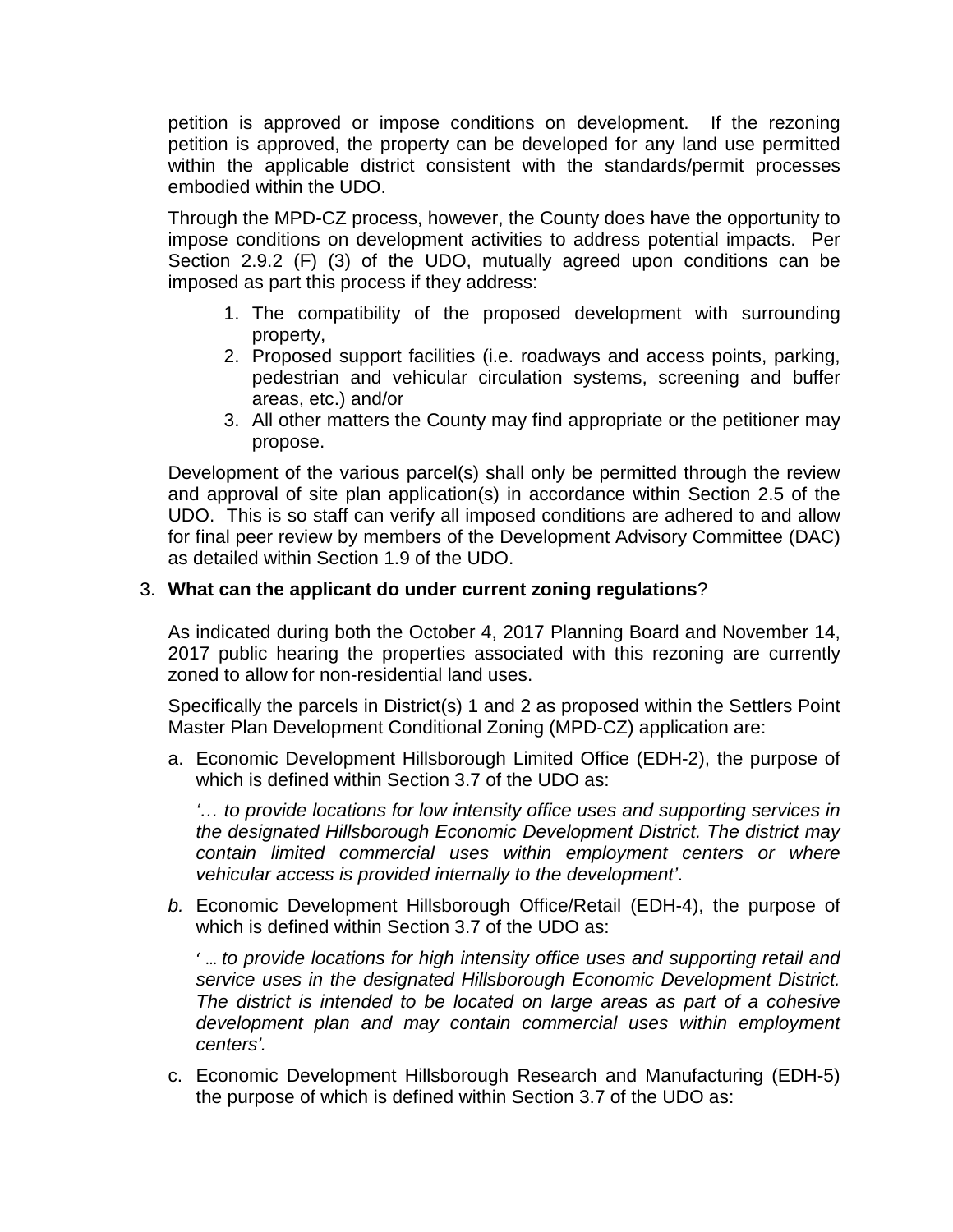petition is approved or impose conditions on development. If the rezoning petition is approved, the property can be developed for any land use permitted within the applicable district consistent with the standards/permit processes embodied within the UDO.

Through the MPD-CZ process, however, the County does have the opportunity to impose conditions on development activities to address potential impacts. Per Section 2.9.2 (F) (3) of the UDO, mutually agreed upon conditions can be imposed as part this process if they address:

1. The compatibility of the proposed development with surrounding property,
2. Proposed support facilities (i.e. roadways and access points, parking, pedestrian and vehicular circulation systems, screening and buffer areas, etc.) and/or
3. All other matters the County may find appropriate or the petitioner may propose.

Development of the various parcel(s) shall only be permitted through the review and approval of site plan application(s) in accordance within Section 2.5 of the UDO. This is so staff can verify all imposed conditions are adhered to and allow for final peer review by members of the Development Advisory Committee (DAC) as detailed within Section 1.9 of the UDO.

3. **What can the applicant do under current zoning regulations**?

   As indicated during both the October 4, 2017 Planning Board and November 14, 2017 public hearing the properties associated with this rezoning are currently zoned to allow for non-residential land uses.

   Specifically the parcels in District(s) 1 and 2 as proposed within the Settlers Point Master Plan Development Conditional Zoning (MPD-CZ) application are:

a. Economic Development Hillsborough Limited Office (EDH-2), the purpose of which is defined within Section 3.7 of the UDO as:

   *'… to provide locations for low intensity office uses and supporting services in the designated Hillsborough Economic Development District. The district may contain limited commercial uses within employment centers or where vehicular access is provided internally to the development'*.

*b.* Economic Development Hillsborough Office/Retail (EDH-4), the purpose of which is defined within Section 3.7 of the UDO as:

   *' … to provide locations for high intensity office uses and supporting retail and service uses in the designated Hillsborough Economic Development District. The district is intended to be located on large areas as part of a cohesive development plan and may contain commercial uses within employment centers'.*

c. Economic Development Hillsborough Research and Manufacturing (EDH-5) the purpose of which is defined within Section 3.7 of the UDO as: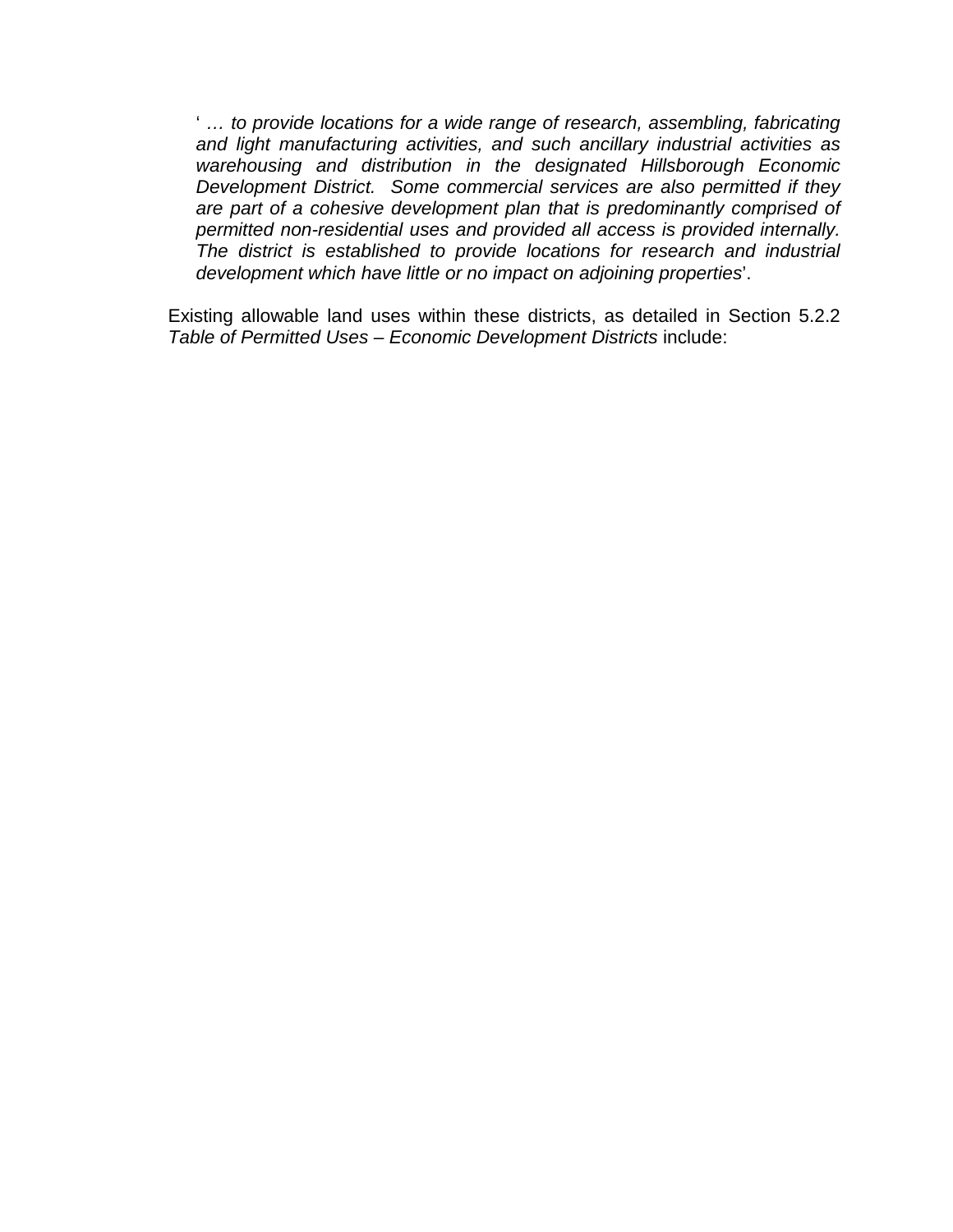> ' *… to provide locations for a wide range of research, assembling, fabricating and light manufacturing activities, and such ancillary industrial activities as warehousing and distribution in the designated Hillsborough Economic Development District. Some commercial services are also permitted if they are part of a cohesive development plan that is predominantly comprised of permitted non-residential uses and provided all access is provided internally. The district is established to provide locations for research and industrial development which have little or no impact on adjoining properties*'.

Existing allowable land uses within these districts, as detailed in Section 5.2.2 *Table of Permitted Uses – Economic Development Districts* include: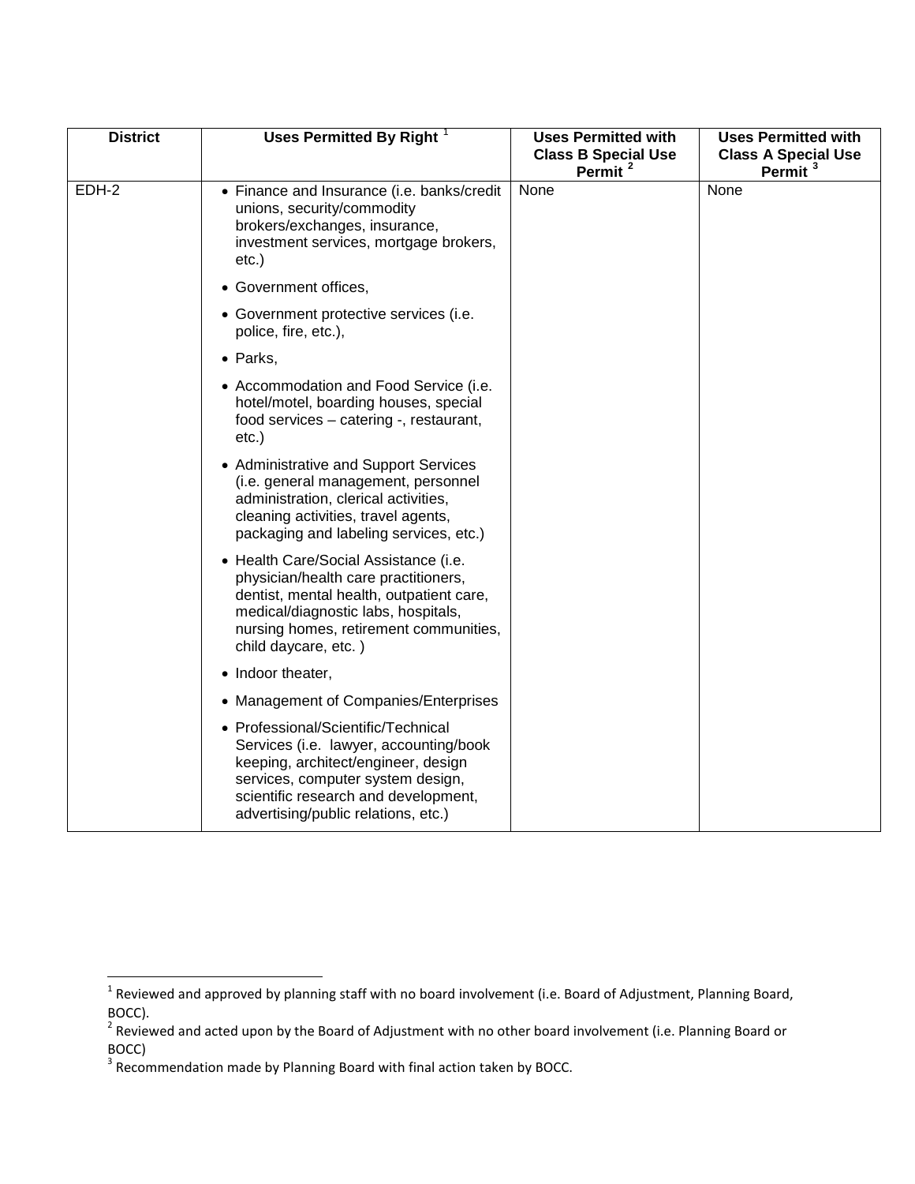| District | Uses Permitted By Right [1] | Uses Permitted with Class B Special Use Permit [2] | Uses Permitted with Class A Special Use Permit [3] |
|---|---|---|---|
| EDH-2 | • Finance and Insurance (i.e. banks/credit unions, security/commodity brokers/exchanges, insurance, investment services, mortgage brokers, etc.)<br>• Government offices,<br>• Government protective services (i.e. police, fire, etc.),<br>• Parks,<br>• Accommodation and Food Service (i.e. hotel/motel, boarding houses, special food services – catering -, restaurant, etc.)<br>• Administrative and Support Services (i.e. general management, personnel administration, clerical activities, cleaning activities, travel agents, packaging and labeling services, etc.)<br>• Health Care/Social Assistance (i.e. physician/health care practitioners, dentist, mental health, outpatient care, medical/diagnostic labs, hospitals, nursing homes, retirement communities, child daycare, etc. )<br>• Indoor theater,<br>• Management of Companies/Enterprises<br>• Professional/Scientific/Technical Services (i.e. lawyer, accounting/book keeping, architect/engineer, design services, computer system design, scientific research and development, advertising/public relations, etc.) | None | None |

[1] Reviewed and approved by planning staff with no board involvement (i.e. Board of Adjustment, Planning Board, BOCC).

[2] Reviewed and acted upon by the Board of Adjustment with no other board involvement (i.e. Planning Board or BOCC)

[3] Recommendation made by Planning Board with final action taken by BOCC.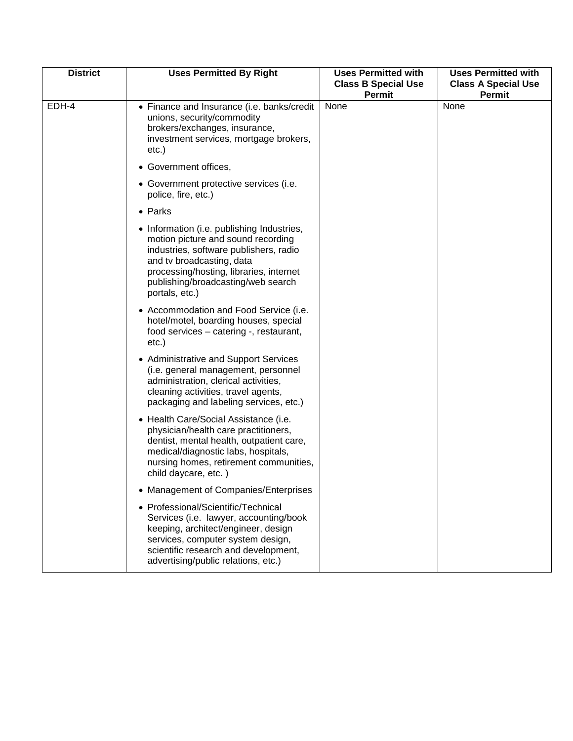| District | Uses Permitted By Right | Uses Permitted with Class B Special Use Permit | Uses Permitted with Class A Special Use Permit |
|---|---|---|---|
| EDH-4 | • Finance and Insurance (i.e. banks/credit unions, security/commodity brokers/exchanges, insurance, investment services, mortgage brokers, etc.)<br>• Government offices,<br>• Government protective services (i.e. police, fire, etc.)<br>• Parks<br>• Information (i.e. publishing Industries, motion picture and sound recording industries, software publishers, radio and tv broadcasting, data processing/hosting, libraries, internet publishing/broadcasting/web search portals, etc.)<br>• Accommodation and Food Service (i.e. hotel/motel, boarding houses, special food services – catering -, restaurant, etc.)<br>• Administrative and Support Services (i.e. general management, personnel administration, clerical activities, cleaning activities, travel agents, packaging and labeling services, etc.)<br>• Health Care/Social Assistance (i.e. physician/health care practitioners, dentist, mental health, outpatient care, medical/diagnostic labs, hospitals, nursing homes, retirement communities, child daycare, etc. )<br>• Management of Companies/Enterprises<br>• Professional/Scientific/Technical Services (i.e. lawyer, accounting/book keeping, architect/engineer, design services, computer system design, scientific research and development, advertising/public relations, etc.) | None | None |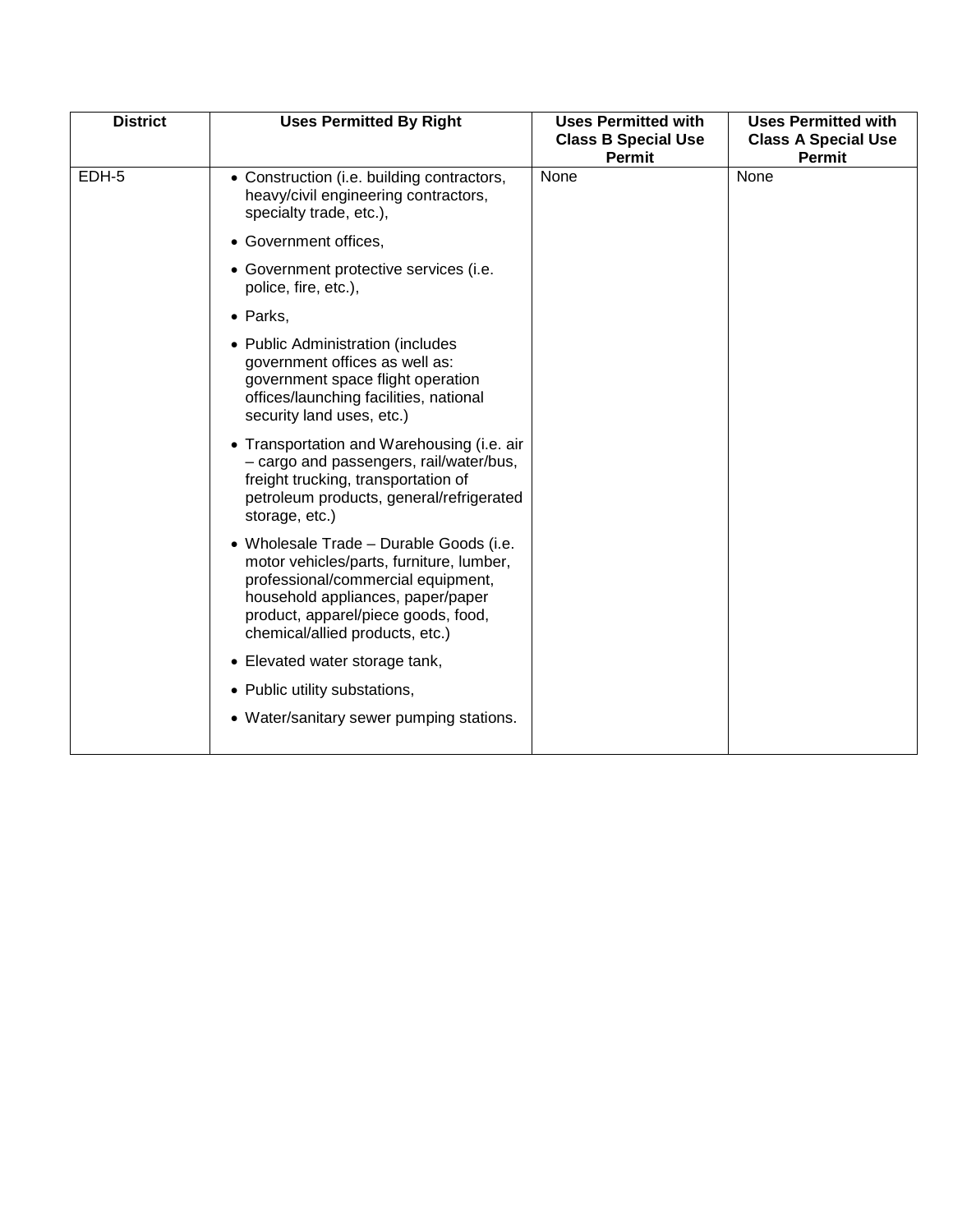| District | Uses Permitted By Right | Uses Permitted with Class B Special Use Permit | Uses Permitted with Class A Special Use Permit |
|---|---|---|---|
| EDH-5 | • Construction (i.e. building contractors, heavy/civil engineering contractors, specialty trade, etc.),<br>• Government offices,<br>• Government protective services (i.e. police, fire, etc.),<br>• Parks,<br>• Public Administration (includes government offices as well as: government space flight operation offices/launching facilities, national security land uses, etc.)<br>• Transportation and Warehousing (i.e. air – cargo and passengers, rail/water/bus, freight trucking, transportation of petroleum products, general/refrigerated storage, etc.)<br>• Wholesale Trade – Durable Goods (i.e. motor vehicles/parts, furniture, lumber, professional/commercial equipment, household appliances, paper/paper product, apparel/piece goods, food, chemical/allied products, etc.)<br>• Elevated water storage tank,<br>• Public utility substations,<br>• Water/sanitary sewer pumping stations. | None | None |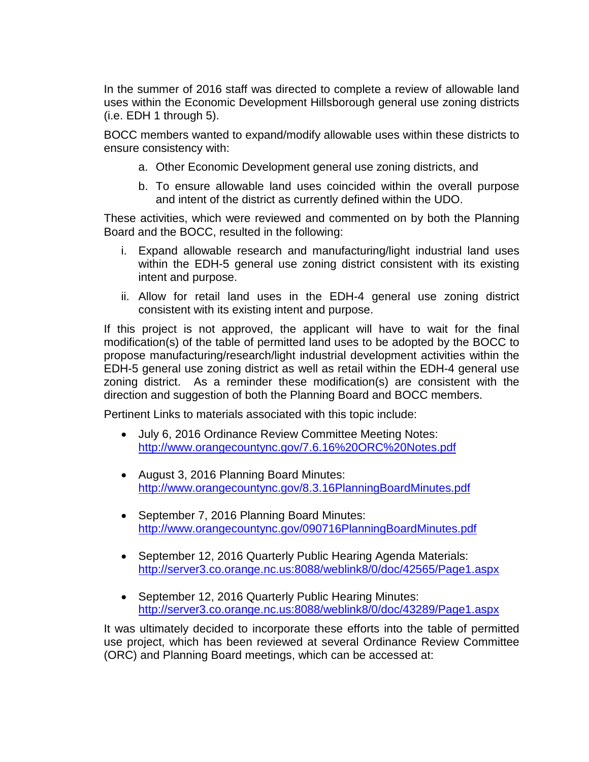In the summer of 2016 staff was directed to complete a review of allowable land uses within the Economic Development Hillsborough general use zoning districts (i.e. EDH 1 through 5).

BOCC members wanted to expand/modify allowable uses within these districts to ensure consistency with:

a. Other Economic Development general use zoning districts, and
b. To ensure allowable land uses coincided within the overall purpose and intent of the district as currently defined within the UDO.

These activities, which were reviewed and commented on by both the Planning Board and the BOCC, resulted in the following:

i. Expand allowable research and manufacturing/light industrial land uses within the EDH-5 general use zoning district consistent with its existing intent and purpose.
ii. Allow for retail land uses in the EDH-4 general use zoning district consistent with its existing intent and purpose.

If this project is not approved, the applicant will have to wait for the final modification(s) of the table of permitted land uses to be adopted by the BOCC to propose manufacturing/research/light industrial development activities within the EDH-5 general use zoning district as well as retail within the EDH-4 general use zoning district. As a reminder these modification(s) are consistent with the direction and suggestion of both the Planning Board and BOCC members.

Pertinent Links to materials associated with this topic include:

- July 6, 2016 Ordinance Review Committee Meeting Notes: http://www.orangecountync.gov/7.6.16%20ORC%20Notes.pdf
- August 3, 2016 Planning Board Minutes: http://www.orangecountync.gov/8.3.16PlanningBoardMinutes.pdf
- September 7, 2016 Planning Board Minutes: http://www.orangecountync.gov/090716PlanningBoardMinutes.pdf
- September 12, 2016 Quarterly Public Hearing Agenda Materials: http://server3.co.orange.nc.us:8088/weblink8/0/doc/42565/Page1.aspx
- September 12, 2016 Quarterly Public Hearing Minutes: http://server3.co.orange.nc.us:8088/weblink8/0/doc/43289/Page1.aspx

It was ultimately decided to incorporate these efforts into the table of permitted use project, which has been reviewed at several Ordinance Review Committee (ORC) and Planning Board meetings, which can be accessed at: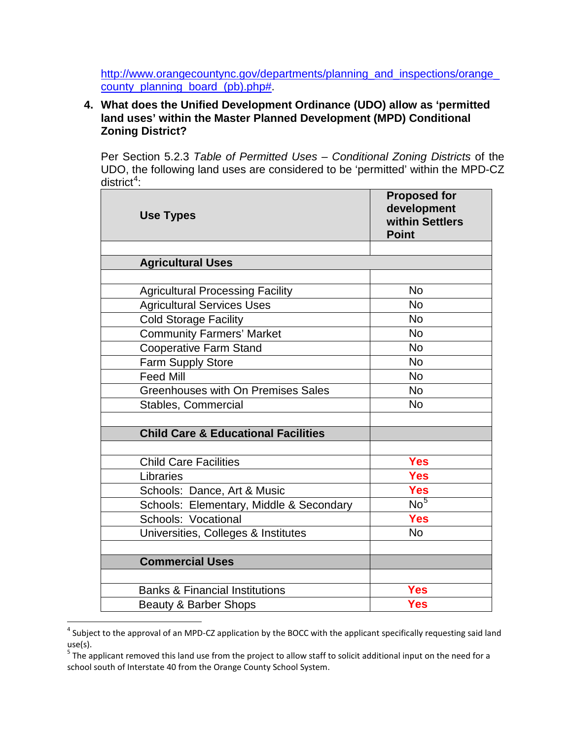http://www.orangecountync.gov/departments/planning_and_inspections/orange_county_planning_board_(pb).php#.

**4. What does the Unified Development Ordinance (UDO) allow as 'permitted land uses' within the Master Planned Development (MPD) Conditional Zoning District?**

Per Section 5.2.3 *Table of Permitted Uses – Conditional Zoning Districts* of the UDO, the following land uses are considered to be 'permitted' within the MPD-CZ district[4]:

| Use Types | Proposed for development within Settlers Point |
|---|---|
| | |
| **Agricultural Uses** | |
| | |
| Agricultural Processing Facility | No |
| Agricultural Services Uses | No |
| Cold Storage Facility | No |
| Community Farmers' Market | No |
| Cooperative Farm Stand | No |
| Farm Supply Store | No |
| Feed Mill | No |
| Greenhouses with On Premises Sales | No |
| Stables, Commercial | No |
| | |
| **Child Care & Educational Facilities** | |
| | |
| Child Care Facilities | **Yes** |
| Libraries | **Yes** |
| Schools: Dance, Art & Music | **Yes** |
| Schools: Elementary, Middle & Secondary | No[5] |
| Schools: Vocational | **Yes** |
| Universities, Colleges & Institutes | No |
| | |
| **Commercial Uses** | |
| | |
| Banks & Financial Institutions | **Yes** |
| Beauty & Barber Shops | **Yes** |

[4] Subject to the approval of an MPD-CZ application by the BOCC with the applicant specifically requesting said land use(s).

[5] The applicant removed this land use from the project to allow staff to solicit additional input on the need for a school south of Interstate 40 from the Orange County School System.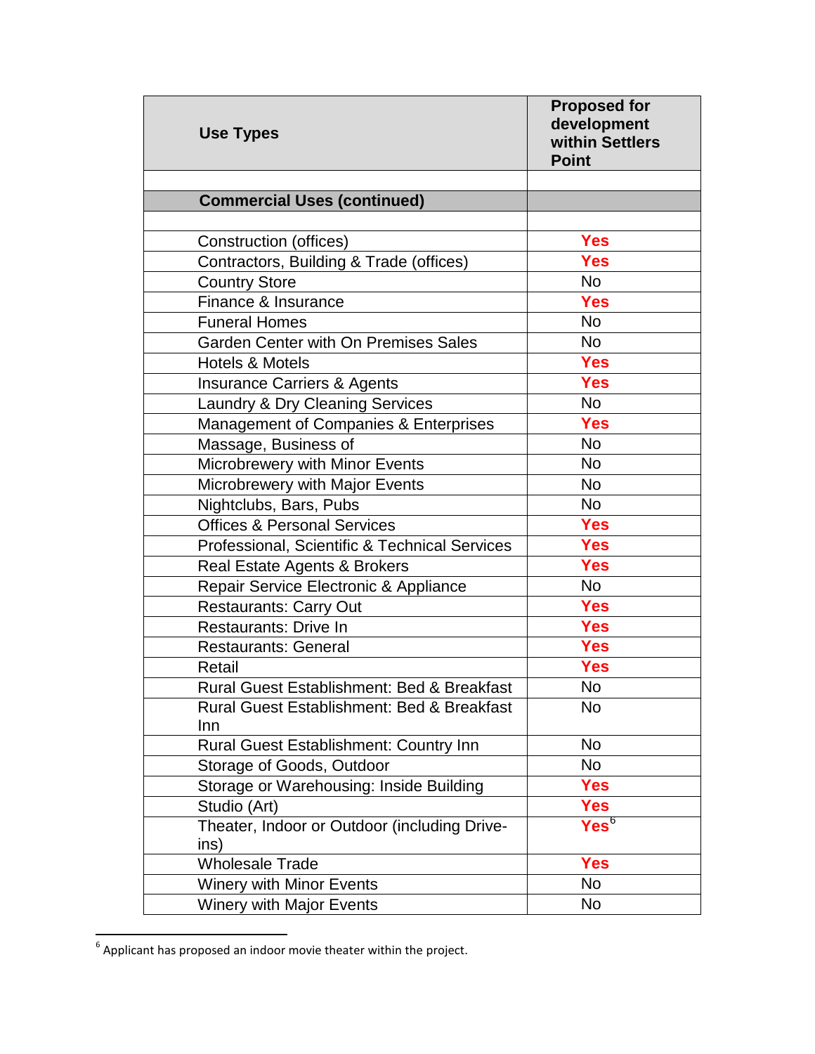| Use Types | Proposed for development within Settlers Point |
|---|---|
| | |
| **Commercial Uses (continued)** | |
| | |
| Construction (offices) | **Yes** |
| Contractors, Building & Trade (offices) | **Yes** |
| Country Store | No |
| Finance & Insurance | **Yes** |
| Funeral Homes | No |
| Garden Center with On Premises Sales | No |
| Hotels & Motels | **Yes** |
| Insurance Carriers & Agents | **Yes** |
| Laundry & Dry Cleaning Services | No |
| Management of Companies & Enterprises | **Yes** |
| Massage, Business of | No |
| Microbrewery with Minor Events | No |
| Microbrewery with Major Events | No |
| Nightclubs, Bars, Pubs | No |
| Offices & Personal Services | **Yes** |
| Professional, Scientific & Technical Services | **Yes** |
| Real Estate Agents & Brokers | **Yes** |
| Repair Service Electronic & Appliance | No |
| Restaurants: Carry Out | **Yes** |
| Restaurants: Drive In | **Yes** |
| Restaurants: General | **Yes** |
| Retail | **Yes** |
| Rural Guest Establishment: Bed & Breakfast | No |
| Rural Guest Establishment: Bed & Breakfast Inn | No |
| Rural Guest Establishment: Country Inn | No |
| Storage of Goods, Outdoor | No |
| Storage or Warehousing: Inside Building | **Yes** |
| Studio (Art) | **Yes** |
| Theater, Indoor or Outdoor (including Drive-ins) | **Yes**[6] |
| Wholesale Trade | **Yes** |
| Winery with Minor Events | No |
| Winery with Major Events | No |

[6] Applicant has proposed an indoor movie theater within the project.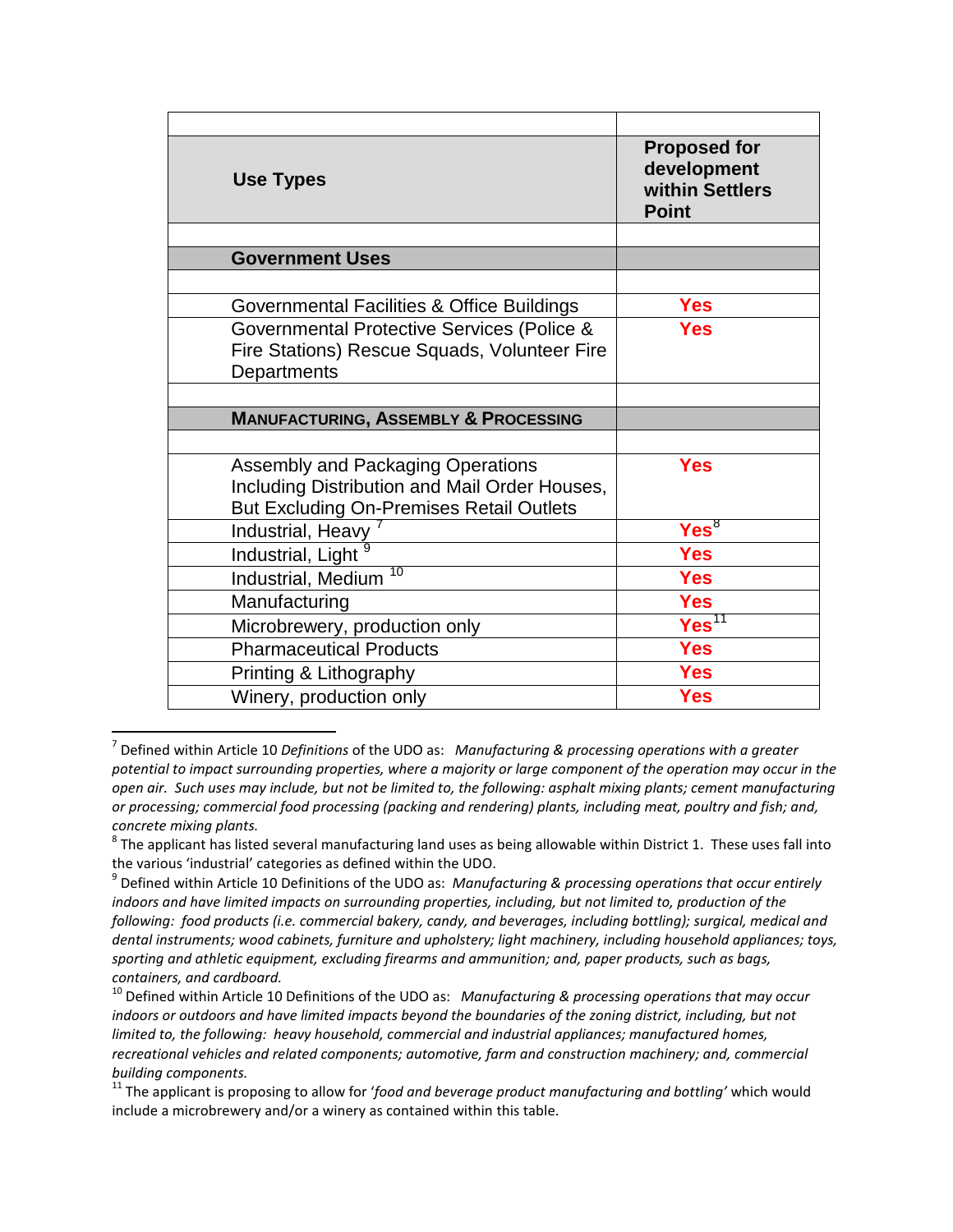| Use Types | Proposed for development within Settlers Point |
|---|---|
| | |
| **Government Uses** | |
| | |
| Governmental Facilities & Office Buildings | **Yes** |
| Governmental Protective Services (Police & Fire Stations) Rescue Squads, Volunteer Fire Departments | **Yes** |
| | |
| **MANUFACTURING, ASSEMBLY & PROCESSING** | |
| | |
| Assembly and Packaging Operations Including Distribution and Mail Order Houses, But Excluding On-Premises Retail Outlets | **Yes** |
| Industrial, Heavy [7] | **Yes**[8] |
| Industrial, Light [9] | **Yes** |
| Industrial, Medium [10] | **Yes** |
| Manufacturing | **Yes** |
| Microbrewery, production only | **Yes**[11] |
| Pharmaceutical Products | **Yes** |
| Printing & Lithography | **Yes** |
| Winery, production only | **Yes** |

[7] Defined within Article 10 *Definitions* of the UDO as: *Manufacturing & processing operations with a greater potential to impact surrounding properties, where a majority or large component of the operation may occur in the open air. Such uses may include, but not be limited to, the following: asphalt mixing plants; cement manufacturing or processing; commercial food processing (packing and rendering) plants, including meat, poultry and fish; and, concrete mixing plants.*

[8] The applicant has listed several manufacturing land uses as being allowable within District 1. These uses fall into the various 'industrial' categories as defined within the UDO.

[9] Defined within Article 10 Definitions of the UDO as: *Manufacturing & processing operations that occur entirely indoors and have limited impacts on surrounding properties, including, but not limited to, production of the following: food products (i.e. commercial bakery, candy, and beverages, including bottling); surgical, medical and dental instruments; wood cabinets, furniture and upholstery; light machinery, including household appliances; toys, sporting and athletic equipment, excluding firearms and ammunition; and, paper products, such as bags, containers, and cardboard.*

[10] Defined within Article 10 Definitions of the UDO as: *Manufacturing & processing operations that may occur indoors or outdoors and have limited impacts beyond the boundaries of the zoning district, including, but not limited to, the following: heavy household, commercial and industrial appliances; manufactured homes, recreational vehicles and related components; automotive, farm and construction machinery; and, commercial building components.*

[11] The applicant is proposing to allow for '*food and beverage product manufacturing and bottling*' which would include a microbrewery and/or a winery as contained within this table.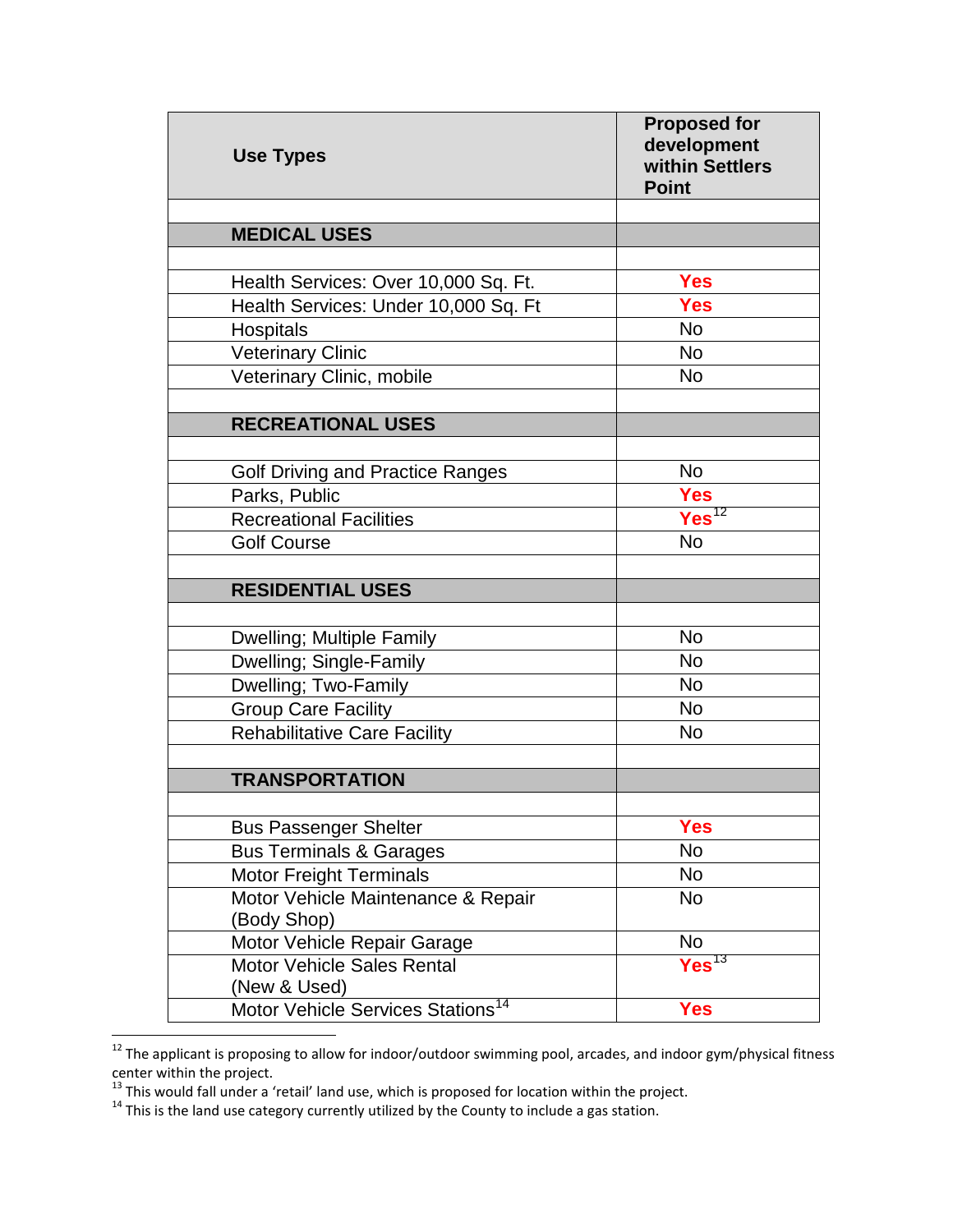| Use Types | Proposed for development within Settlers Point |
|---|---|
| | |
| **MEDICAL USES** | |
| | |
| Health Services: Over 10,000 Sq. Ft. | **Yes** |
| Health Services: Under 10,000 Sq. Ft | **Yes** |
| Hospitals | No |
| Veterinary Clinic | No |
| Veterinary Clinic, mobile | No |
| | |
| **RECREATIONAL USES** | |
| | |
| Golf Driving and Practice Ranges | No |
| Parks, Public | **Yes** |
| Recreational Facilities | **Yes**[12] |
| Golf Course | No |
| | |
| **RESIDENTIAL USES** | |
| | |
| Dwelling; Multiple Family | No |
| Dwelling; Single-Family | No |
| Dwelling; Two-Family | No |
| Group Care Facility | No |
| Rehabilitative Care Facility | No |
| | |
| **TRANSPORTATION** | |
| | |
| Bus Passenger Shelter | **Yes** |
| Bus Terminals & Garages | No |
| Motor Freight Terminals | No |
| Motor Vehicle Maintenance & Repair (Body Shop) | No |
| Motor Vehicle Repair Garage | No |
| Motor Vehicle Sales Rental (New & Used) | **Yes**[13] |
| Motor Vehicle Services Stations[14] | **Yes** |

[12] The applicant is proposing to allow for indoor/outdoor swimming pool, arcades, and indoor gym/physical fitness center within the project.

[13] This would fall under a 'retail' land use, which is proposed for location within the project.

[14] This is the land use category currently utilized by the County to include a gas station.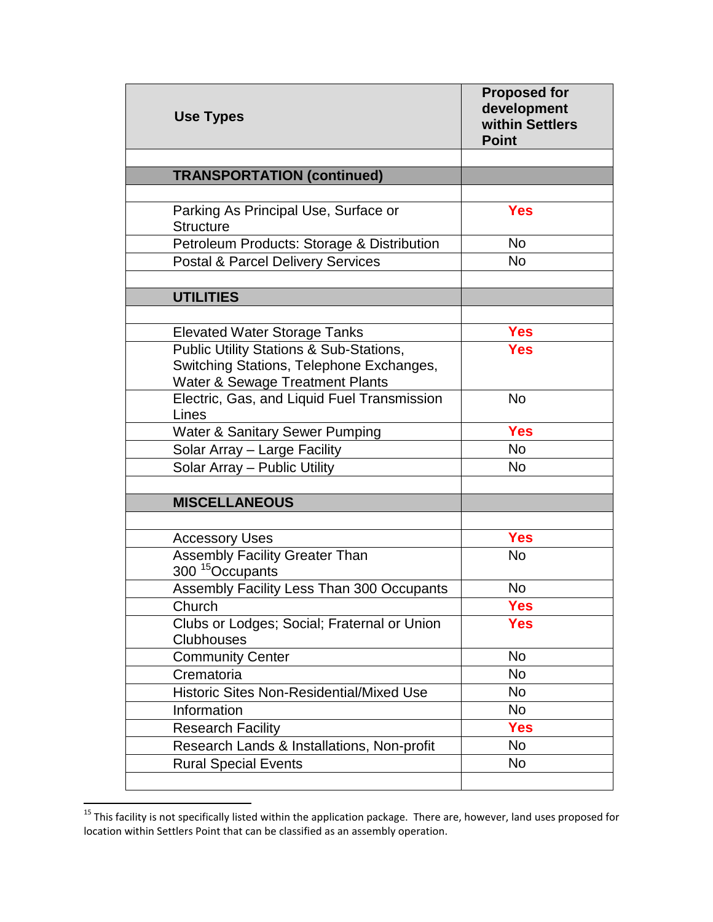| Use Types | Proposed for development within Settlers Point |
|---|---|
| | |
| **TRANSPORTATION (continued)** | |
| | |
| Parking As Principal Use, Surface or Structure | **Yes** |
| Petroleum Products: Storage & Distribution | No |
| Postal & Parcel Delivery Services | No |
| | |
| **UTILITIES** | |
| | |
| Elevated Water Storage Tanks | **Yes** |
| Public Utility Stations & Sub-Stations, Switching Stations, Telephone Exchanges, Water & Sewage Treatment Plants | **Yes** |
| Electric, Gas, and Liquid Fuel Transmission Lines | No |
| Water & Sanitary Sewer Pumping | **Yes** |
| Solar Array – Large Facility | No |
| Solar Array – Public Utility | No |
| | |
| **MISCELLANEOUS** | |
| | |
| Accessory Uses | **Yes** |
| Assembly Facility Greater Than 300 [15]Occupants | No |
| Assembly Facility Less Than 300 Occupants | No |
| Church | **Yes** |
| Clubs or Lodges; Social; Fraternal or Union Clubhouses | **Yes** |
| Community Center | No |
| Crematoria | No |
| Historic Sites Non-Residential/Mixed Use | No |
| Information | No |
| Research Facility | **Yes** |
| Research Lands & Installations, Non-profit | No |
| Rural Special Events | No |
| | |

[15] This facility is not specifically listed within the application package. There are, however, land uses proposed for location within Settlers Point that can be classified as an assembly operation.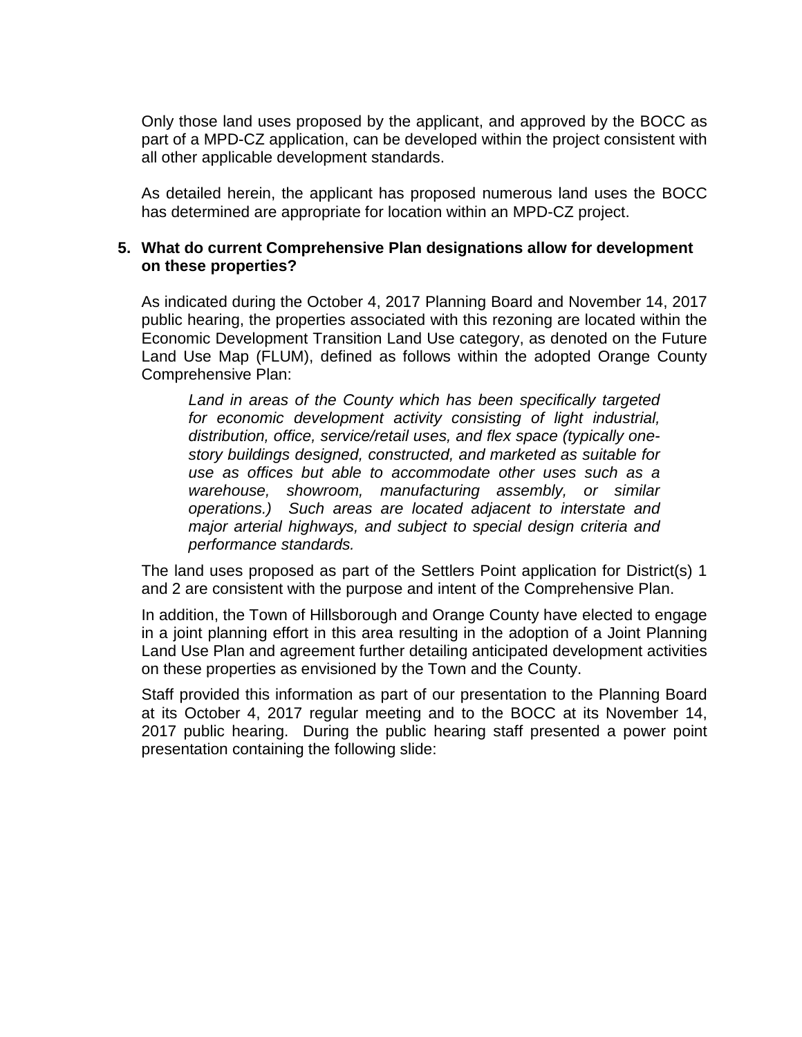Only those land uses proposed by the applicant, and approved by the BOCC as part of a MPD-CZ application, can be developed within the project consistent with all other applicable development standards.

As detailed herein, the applicant has proposed numerous land uses the BOCC has determined are appropriate for location within an MPD-CZ project.

**5. What do current Comprehensive Plan designations allow for development on these properties?**

As indicated during the October 4, 2017 Planning Board and November 14, 2017 public hearing, the properties associated with this rezoning are located within the Economic Development Transition Land Use category, as denoted on the Future Land Use Map (FLUM), defined as follows within the adopted Orange County Comprehensive Plan:

> *Land in areas of the County which has been specifically targeted for economic development activity consisting of light industrial, distribution, office, service/retail uses, and flex space (typically one-story buildings designed, constructed, and marketed as suitable for use as offices but able to accommodate other uses such as a warehouse, showroom, manufacturing assembly, or similar operations.) Such areas are located adjacent to interstate and major arterial highways, and subject to special design criteria and performance standards.*

The land uses proposed as part of the Settlers Point application for District(s) 1 and 2 are consistent with the purpose and intent of the Comprehensive Plan.

In addition, the Town of Hillsborough and Orange County have elected to engage in a joint planning effort in this area resulting in the adoption of a Joint Planning Land Use Plan and agreement further detailing anticipated development activities on these properties as envisioned by the Town and the County.

Staff provided this information as part of our presentation to the Planning Board at its October 4, 2017 regular meeting and to the BOCC at its November 14, 2017 public hearing. During the public hearing staff presented a power point presentation containing the following slide: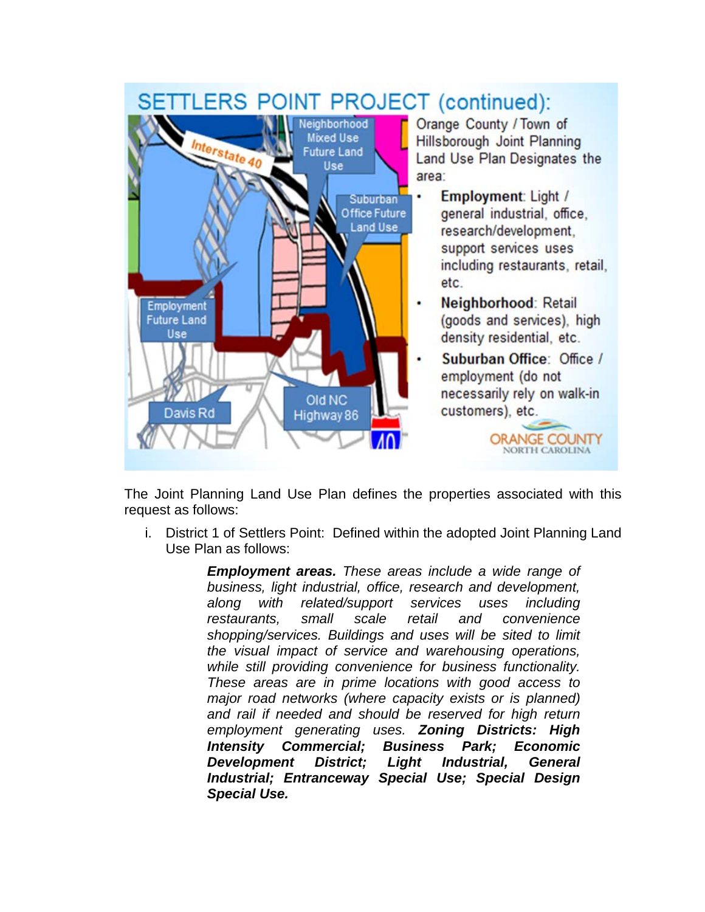## SETTLERS POINT PROJECT (continued):

Orange County / Town of Hillsborough Joint Planning Land Use Plan Designates the area:

- **Employment**: Light / general industrial, office, research/development, support services uses including restaurants, retail, etc.
- **Neighborhood**: Retail (goods and services), high density residential, etc.
- **Suburban Office**: Office / employment (do not necessarily rely on walk-in customers), etc.

The Joint Planning Land Use Plan defines the properties associated with this request as follows:

i. District 1 of Settlers Point: Defined within the adopted Joint Planning Land Use Plan as follows:

> ***Employment areas.*** *These areas include a wide range of business, light industrial, office, research and development, along with related/support services uses including restaurants, small scale retail and convenience shopping/services. Buildings and uses will be sited to limit the visual impact of service and warehousing operations, while still providing convenience for business functionality. These areas are in prime locations with good access to major road networks (where capacity exists or is planned) and rail if needed and should be reserved for high return employment generating uses.* ***Zoning Districts: High Intensity Commercial; Business Park; Economic Development District; Light Industrial, General Industrial; Entranceway Special Use; Special Design Special Use.***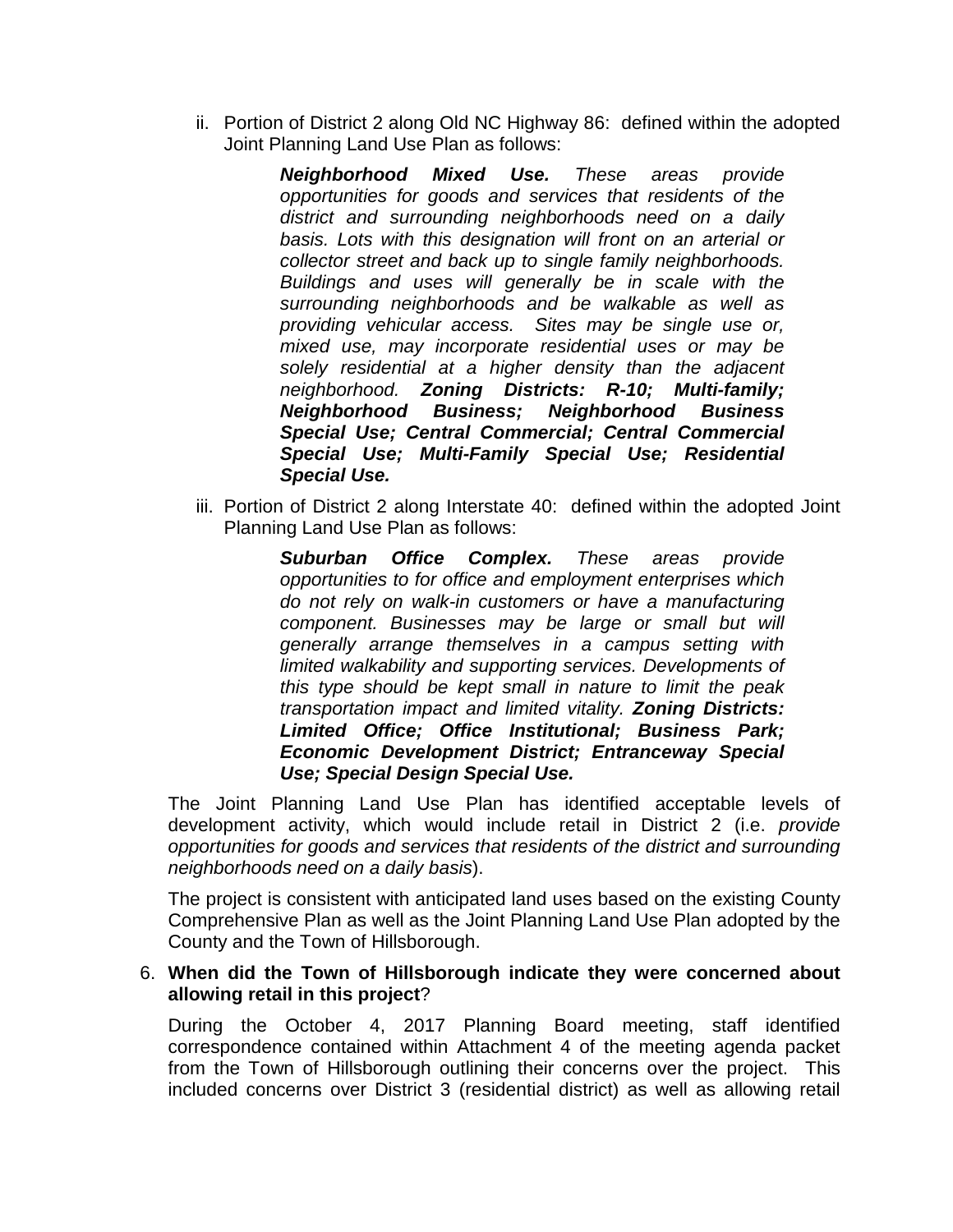ii. Portion of District 2 along Old NC Highway 86: defined within the adopted Joint Planning Land Use Plan as follows:

> ***Neighborhood Mixed Use.*** *These areas provide opportunities for goods and services that residents of the district and surrounding neighborhoods need on a daily basis. Lots with this designation will front on an arterial or collector street and back up to single family neighborhoods. Buildings and uses will generally be in scale with the surrounding neighborhoods and be walkable as well as providing vehicular access. Sites may be single use or, mixed use, may incorporate residential uses or may be solely residential at a higher density than the adjacent neighborhood.* ***Zoning Districts: R-10; Multi-family; Neighborhood Business; Neighborhood Business Special Use; Central Commercial; Central Commercial Special Use; Multi-Family Special Use; Residential Special Use.***

iii. Portion of District 2 along Interstate 40: defined within the adopted Joint Planning Land Use Plan as follows:

> ***Suburban Office Complex.*** *These areas provide opportunities to for office and employment enterprises which do not rely on walk-in customers or have a manufacturing component. Businesses may be large or small but will generally arrange themselves in a campus setting with limited walkability and supporting services. Developments of this type should be kept small in nature to limit the peak transportation impact and limited vitality.* ***Zoning Districts: Limited Office; Office Institutional; Business Park; Economic Development District; Entranceway Special Use; Special Design Special Use.***

The Joint Planning Land Use Plan has identified acceptable levels of development activity, which would include retail in District 2 (i.e. *provide opportunities for goods and services that residents of the district and surrounding neighborhoods need on a daily basis*).

The project is consistent with anticipated land uses based on the existing County Comprehensive Plan as well as the Joint Planning Land Use Plan adopted by the County and the Town of Hillsborough.

6. **When did the Town of Hillsborough indicate they were concerned about allowing retail in this project**?

During the October 4, 2017 Planning Board meeting, staff identified correspondence contained within Attachment 4 of the meeting agenda packet from the Town of Hillsborough outlining their concerns over the project. This included concerns over District 3 (residential district) as well as allowing retail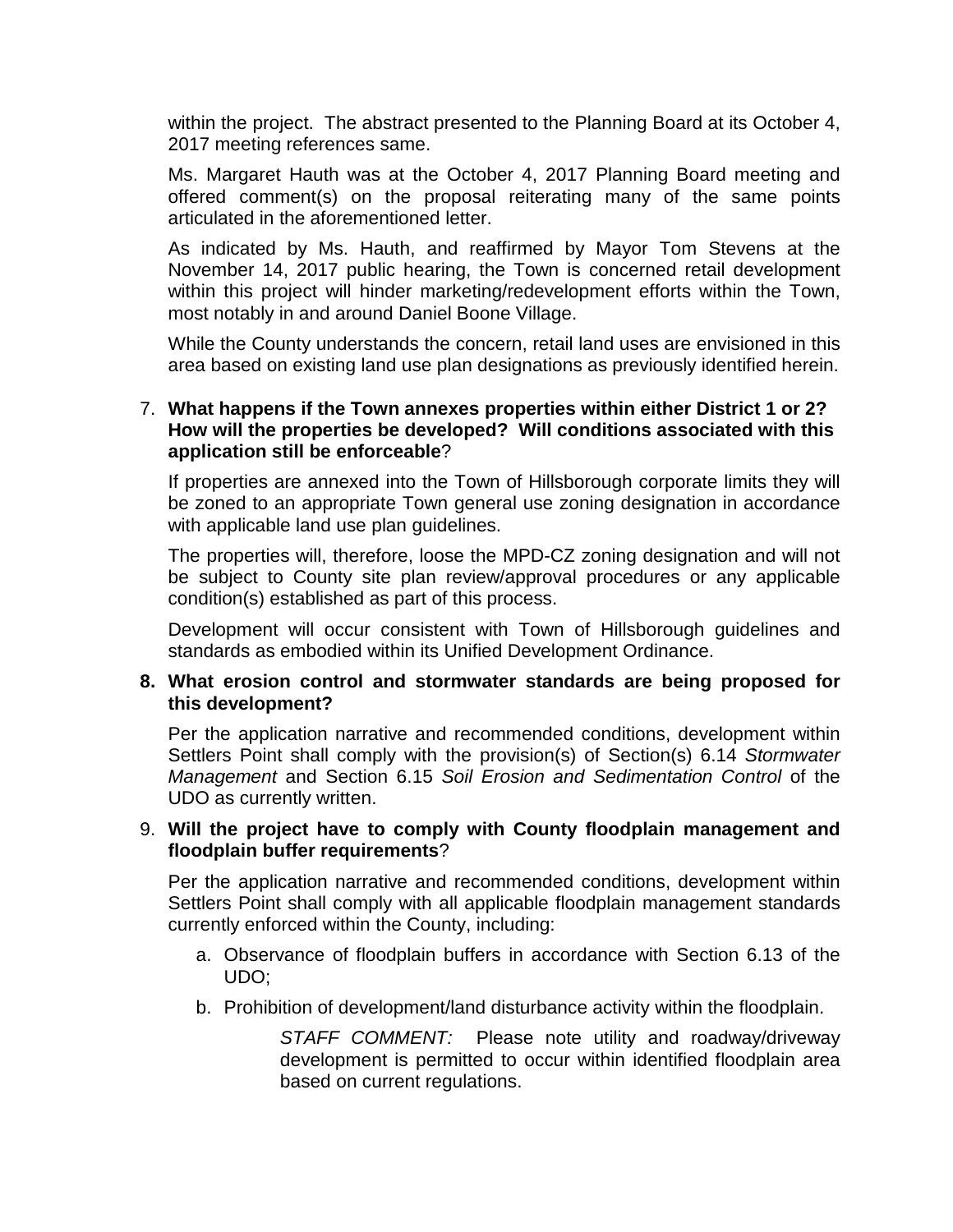within the project. The abstract presented to the Planning Board at its October 4, 2017 meeting references same.

Ms. Margaret Hauth was at the October 4, 2017 Planning Board meeting and offered comment(s) on the proposal reiterating many of the same points articulated in the aforementioned letter.

As indicated by Ms. Hauth, and reaffirmed by Mayor Tom Stevens at the November 14, 2017 public hearing, the Town is concerned retail development within this project will hinder marketing/redevelopment efforts within the Town, most notably in and around Daniel Boone Village.

While the County understands the concern, retail land uses are envisioned in this area based on existing land use plan designations as previously identified herein.

7. **What happens if the Town annexes properties within either District 1 or 2? How will the properties be developed? Will conditions associated with this application still be enforceable**?

   If properties are annexed into the Town of Hillsborough corporate limits they will be zoned to an appropriate Town general use zoning designation in accordance with applicable land use plan guidelines.

   The properties will, therefore, loose the MPD-CZ zoning designation and will not be subject to County site plan review/approval procedures or any applicable condition(s) established as part of this process.

   Development will occur consistent with Town of Hillsborough guidelines and standards as embodied within its Unified Development Ordinance.

8. **What erosion control and stormwater standards are being proposed for this development?**

   Per the application narrative and recommended conditions, development within Settlers Point shall comply with the provision(s) of Section(s) 6.14 *Stormwater Management* and Section 6.15 *Soil Erosion and Sedimentation Control* of the UDO as currently written.

9. **Will the project have to comply with County floodplain management and floodplain buffer requirements**?

   Per the application narrative and recommended conditions, development within Settlers Point shall comply with all applicable floodplain management standards currently enforced within the County, including:

   a. Observance of floodplain buffers in accordance with Section 6.13 of the UDO;

   b. Prohibition of development/land disturbance activity within the floodplain.

      *STAFF COMMENT:* Please note utility and roadway/driveway development is permitted to occur within identified floodplain area based on current regulations.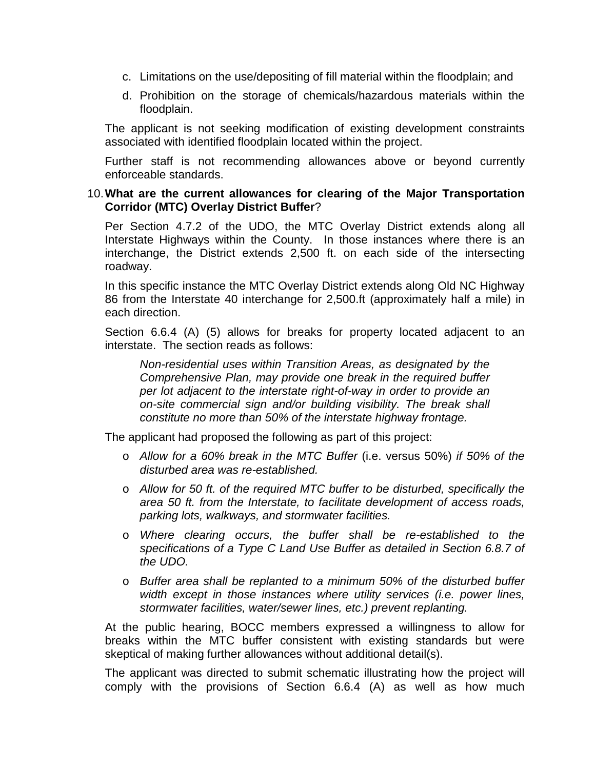c. Limitations on the use/depositing of fill material within the floodplain; and

d. Prohibition on the storage of chemicals/hazardous materials within the floodplain.

The applicant is not seeking modification of existing development constraints associated with identified floodplain located within the project.

Further staff is not recommending allowances above or beyond currently enforceable standards.

10. **What are the current allowances for clearing of the Major Transportation Corridor (MTC) Overlay District Buffer**?

Per Section 4.7.2 of the UDO, the MTC Overlay District extends along all Interstate Highways within the County. In those instances where there is an interchange, the District extends 2,500 ft. on each side of the intersecting roadway.

In this specific instance the MTC Overlay District extends along Old NC Highway 86 from the Interstate 40 interchange for 2,500.ft (approximately half a mile) in each direction.

Section 6.6.4 (A) (5) allows for breaks for property located adjacent to an interstate. The section reads as follows:

> *Non-residential uses within Transition Areas, as designated by the Comprehensive Plan, may provide one break in the required buffer per lot adjacent to the interstate right-of-way in order to provide an on-site commercial sign and/or building visibility. The break shall constitute no more than 50% of the interstate highway frontage.*

The applicant had proposed the following as part of this project:

- *Allow for a 60% break in the MTC Buffer* (i.e. versus 50%) *if 50% of the disturbed area was re-established.*
- *Allow for 50 ft. of the required MTC buffer to be disturbed, specifically the area 50 ft. from the Interstate, to facilitate development of access roads, parking lots, walkways, and stormwater facilities.*
- *Where clearing occurs, the buffer shall be re-established to the specifications of a Type C Land Use Buffer as detailed in Section 6.8.7 of the UDO.*
- *Buffer area shall be replanted to a minimum 50% of the disturbed buffer width except in those instances where utility services (i.e. power lines, stormwater facilities, water/sewer lines, etc.) prevent replanting.*

At the public hearing, BOCC members expressed a willingness to allow for breaks within the MTC buffer consistent with existing standards but were skeptical of making further allowances without additional detail(s).

The applicant was directed to submit schematic illustrating how the project will comply with the provisions of Section 6.6.4 (A) as well as how much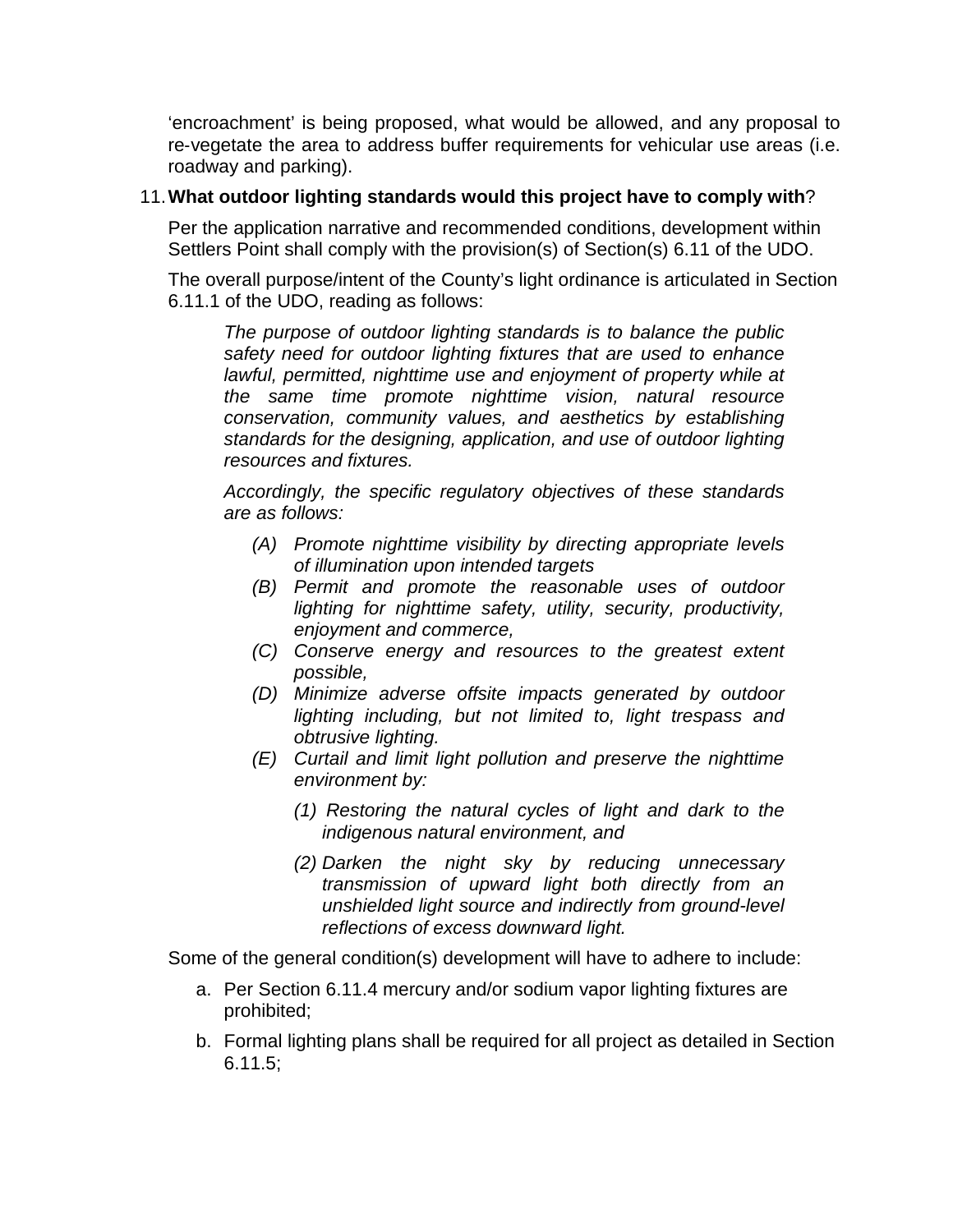'encroachment' is being proposed, what would be allowed, and any proposal to re-vegetate the area to address buffer requirements for vehicular use areas (i.e. roadway and parking).

11. **What outdoor lighting standards would this project have to comply with**?

    Per the application narrative and recommended conditions, development within Settlers Point shall comply with the provision(s) of Section(s) 6.11 of the UDO.

    The overall purpose/intent of the County's light ordinance is articulated in Section 6.11.1 of the UDO, reading as follows:

    > *The purpose of outdoor lighting standards is to balance the public safety need for outdoor lighting fixtures that are used to enhance lawful, permitted, nighttime use and enjoyment of property while at the same time promote nighttime vision, natural resource conservation, community values, and aesthetics by establishing standards for the designing, application, and use of outdoor lighting resources and fixtures.*
    >
    > *Accordingly, the specific regulatory objectives of these standards are as follows:*
    >
    > *(A) Promote nighttime visibility by directing appropriate levels of illumination upon intended targets*
    > *(B) Permit and promote the reasonable uses of outdoor lighting for nighttime safety, utility, security, productivity, enjoyment and commerce,*
    > *(C) Conserve energy and resources to the greatest extent possible,*
    > *(D) Minimize adverse offsite impacts generated by outdoor lighting including, but not limited to, light trespass and obtrusive lighting.*
    > *(E) Curtail and limit light pollution and preserve the nighttime environment by:*
    >
    > *(1) Restoring the natural cycles of light and dark to the indigenous natural environment, and*
    >
    > *(2) Darken the night sky by reducing unnecessary transmission of upward light both directly from an unshielded light source and indirectly from ground-level reflections of excess downward light.*

    Some of the general condition(s) development will have to adhere to include:

    a. Per Section 6.11.4 mercury and/or sodium vapor lighting fixtures are prohibited;

    b. Formal lighting plans shall be required for all project as detailed in Section 6.11.5;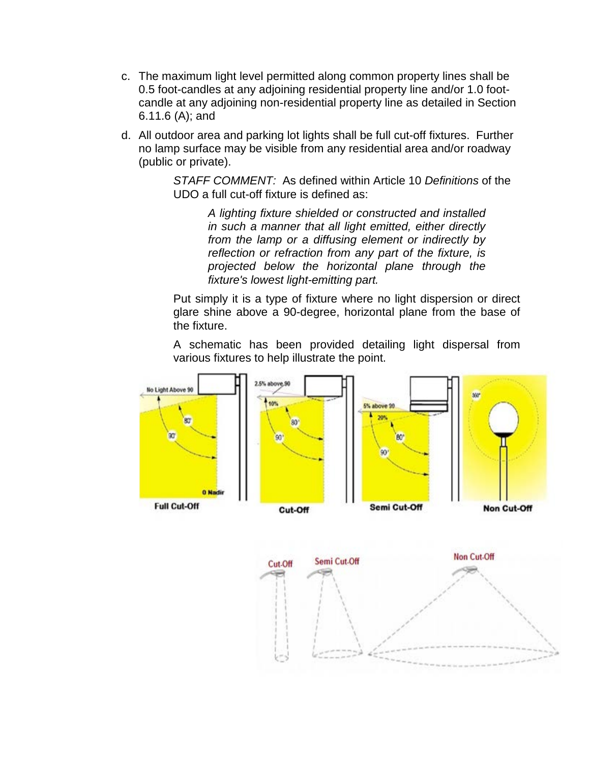c. The maximum light level permitted along common property lines shall be 0.5 foot-candles at any adjoining residential property line and/or 1.0 foot-candle at any adjoining non-residential property line as detailed in Section 6.11.6 (A); and

d. All outdoor area and parking lot lights shall be full cut-off fixtures. Further no lamp surface may be visible from any residential area and/or roadway (public or private).

> *STAFF COMMENT:* As defined within Article 10 *Definitions* of the UDO a full cut-off fixture is defined as:
>
> > *A lighting fixture shielded or constructed and installed in such a manner that all light emitted, either directly from the lamp or a diffusing element or indirectly by reflection or refraction from any part of the fixture, is projected below the horizontal plane through the fixture's lowest light-emitting part.*
>
> Put simply it is a type of fixture where no light dispersion or direct glare shine above a 90-degree, horizontal plane from the base of the fixture.
>
> A schematic has been provided detailing light dispersal from various fixtures to help illustrate the point.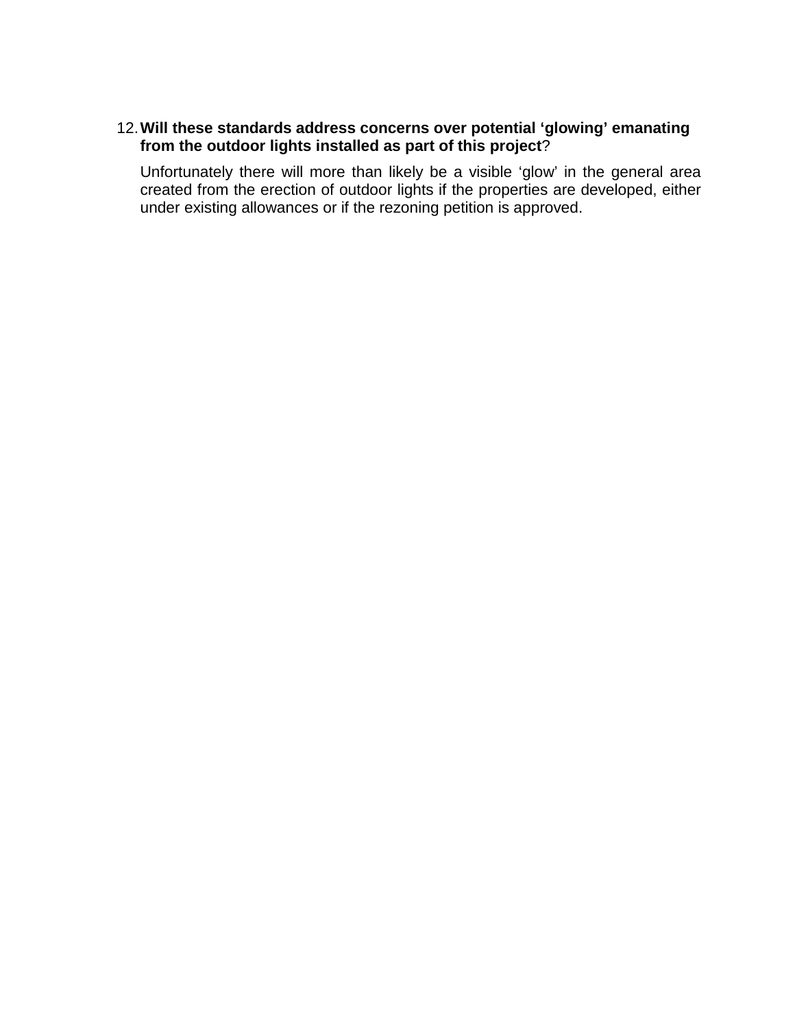12. **Will these standards address concerns over potential ‘glowing’ emanating from the outdoor lights installed as part of this project**?

    Unfortunately there will more than likely be a visible ‘glow’ in the general area created from the erection of outdoor lights if the properties are developed, either under existing allowances or if the rezoning petition is approved.